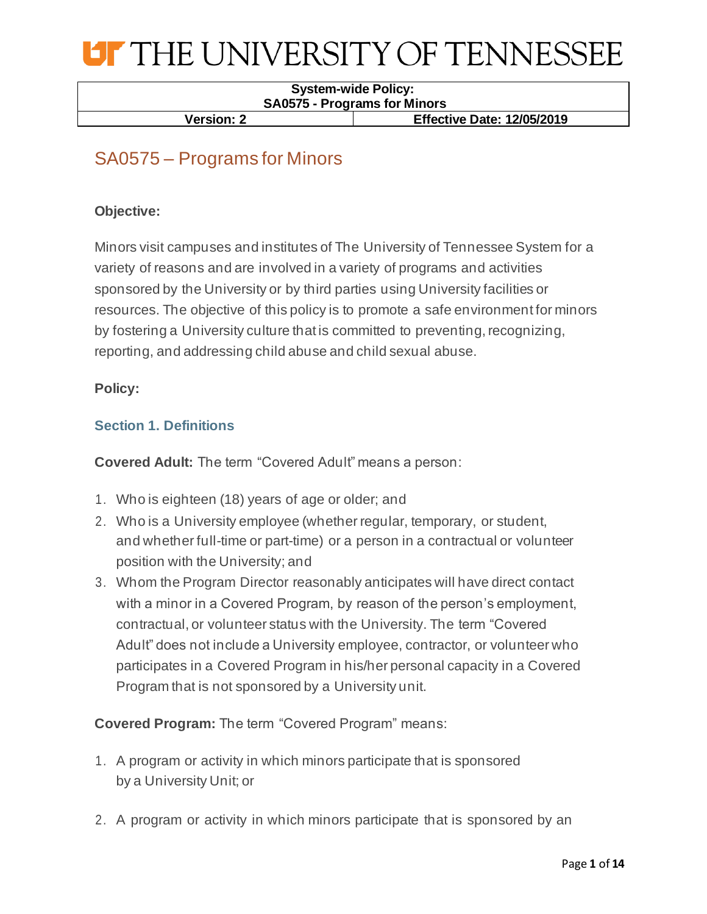# THE UNIVERSITY OF TENNESSEE

| System-wide Policy: SA0575 - Programs for Minors | |
|---|---|
| **Version: 2** | **Effective Date: 12/05/2019** |

## SA0575 – Programs for Minors

**Objective:**

Minors visit campuses and institutes of The University of Tennessee System for a variety of reasons and are involved in a variety of programs and activities sponsored by the University or by third parties using University facilities or resources. The objective of this policy is to promote a safe environment for minors by fostering a University culture that is committed to preventing, recognizing, reporting, and addressing child abuse and child sexual abuse.

**Policy:**

### Section 1. Definitions

**Covered Adult:** The term "Covered Adult" means a person:

1. Who is eighteen (18) years of age or older; and
2. Who is a University employee (whether regular, temporary, or student, and whether full-time or part-time) or a person in a contractual or volunteer position with the University; and
3. Whom the Program Director reasonably anticipates will have direct contact with a minor in a Covered Program, by reason of the person's employment, contractual, or volunteer status with the University. The term "Covered Adult" does not include a University employee, contractor, or volunteer who participates in a Covered Program in his/her personal capacity in a Covered Program that is not sponsored by a University unit.

**Covered Program:** The term "Covered Program" means:

1. A program or activity in which minors participate that is sponsored by a University Unit; or
2. A program or activity in which minors participate that is sponsored by an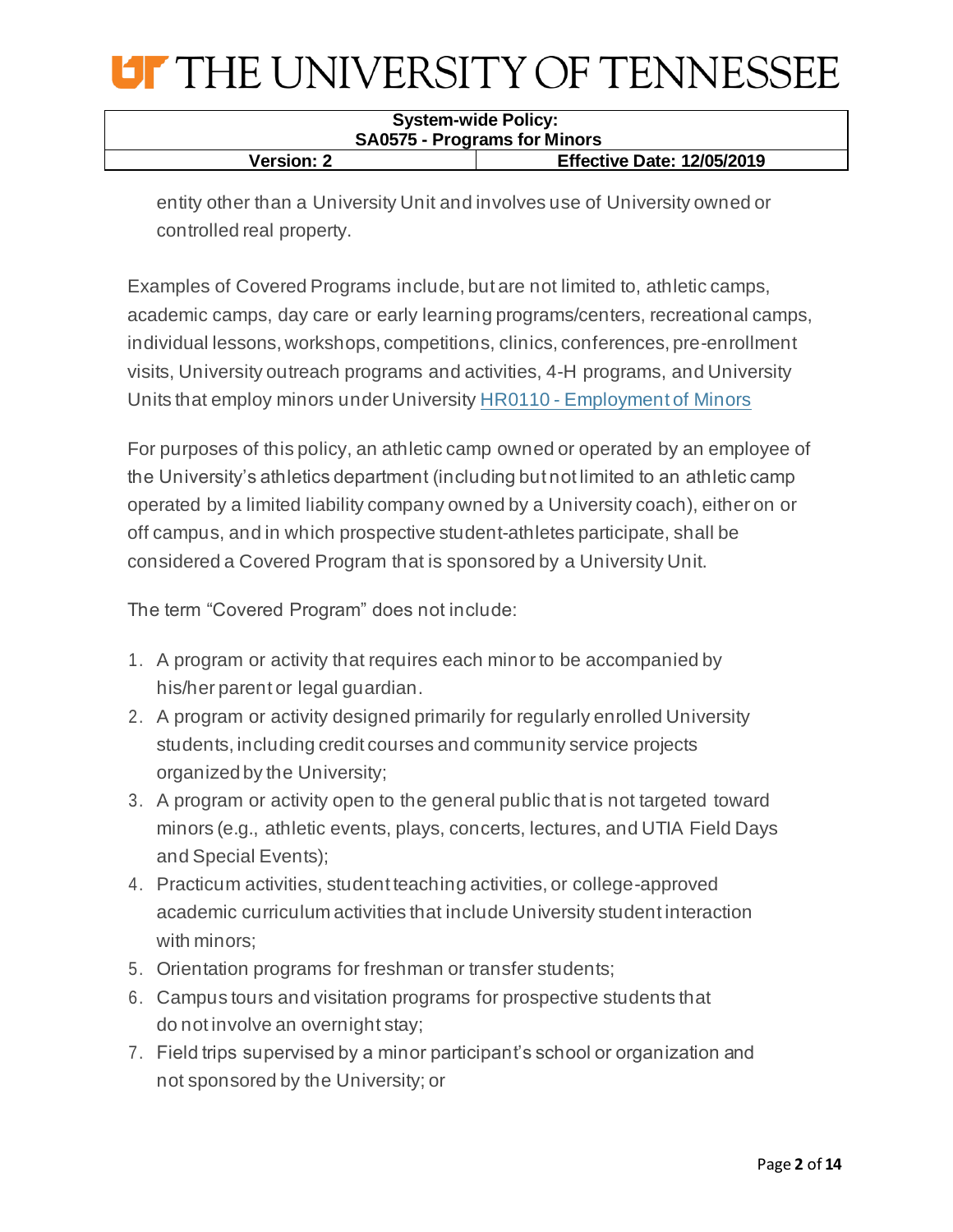entity other than a University Unit and involves use of University owned or controlled real property.

Examples of Covered Programs include, but are not limited to, athletic camps, academic camps, day care or early learning programs/centers, recreational camps, individual lessons, workshops, competitions, clinics, conferences, pre-enrollment visits, University outreach programs and activities, 4-H programs, and University Units that employ minors under University [HR0110 - Employment of Minors]

For purposes of this policy, an athletic camp owned or operated by an employee of the University's athletics department (including but not limited to an athletic camp operated by a limited liability company owned by a University coach), either on or off campus, and in which prospective student-athletes participate, shall be considered a Covered Program that is sponsored by a University Unit.

The term "Covered Program" does not include:

1. A program or activity that requires each minor to be accompanied by his/her parent or legal guardian.
2. A program or activity designed primarily for regularly enrolled University students, including credit courses and community service projects organized by the University;
3. A program or activity open to the general public that is not targeted toward minors (e.g., athletic events, plays, concerts, lectures, and UTIA Field Days and Special Events);
4. Practicum activities, student teaching activities, or college-approved academic curriculum activities that include University student interaction with minors;
5. Orientation programs for freshman or transfer students;
6. Campus tours and visitation programs for prospective students that do not involve an overnight stay;
7. Field trips supervised by a minor participant's school or organization and not sponsored by the University; or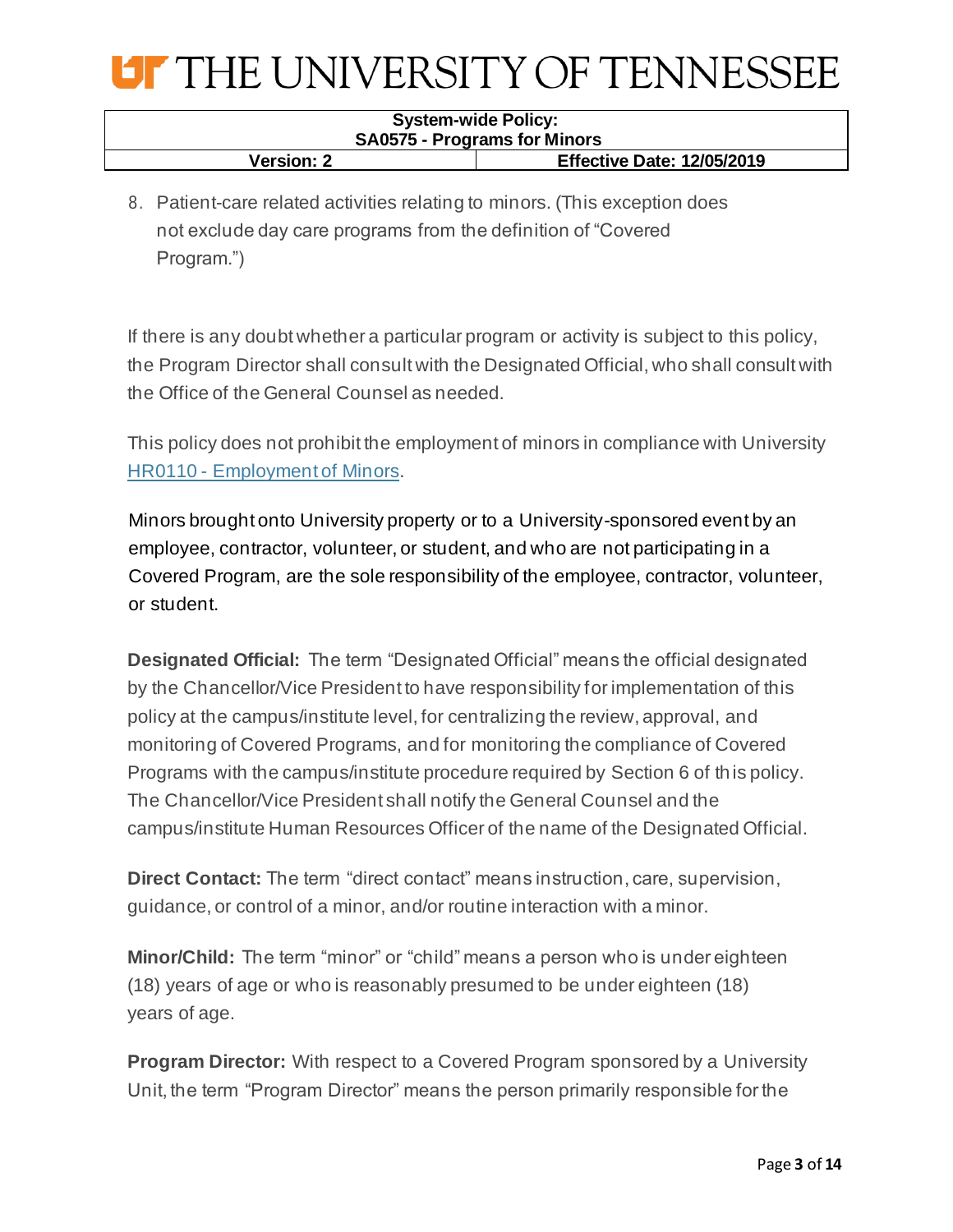8. Patient-care related activities relating to minors. (This exception does not exclude day care programs from the definition of "Covered Program.")

If there is any doubt whether a particular program or activity is subject to this policy, the Program Director shall consult with the Designated Official, who shall consult with the Office of the General Counsel as needed.

This policy does not prohibit the employment of minors in compliance with University [HR0110 - Employment of Minors](HR0110 - Employment of Minors).

Minors brought onto University property or to a University-sponsored event by an employee, contractor, volunteer, or student, and who are not participating in a Covered Program, are the sole responsibility of the employee, contractor, volunteer, or student.

**Designated Official:** The term "Designated Official" means the official designated by the Chancellor/Vice President to have responsibility for implementation of this policy at the campus/institute level, for centralizing the review, approval, and monitoring of Covered Programs, and for monitoring the compliance of Covered Programs with the campus/institute procedure required by Section 6 of this policy. The Chancellor/Vice President shall notify the General Counsel and the campus/institute Human Resources Officer of the name of the Designated Official.

**Direct Contact:** The term "direct contact" means instruction, care, supervision, guidance, or control of a minor, and/or routine interaction with a minor.

**Minor/Child:** The term "minor" or "child" means a person who is under eighteen (18) years of age or who is reasonably presumed to be under eighteen (18) years of age.

**Program Director:** With respect to a Covered Program sponsored by a University Unit, the term "Program Director" means the person primarily responsible for the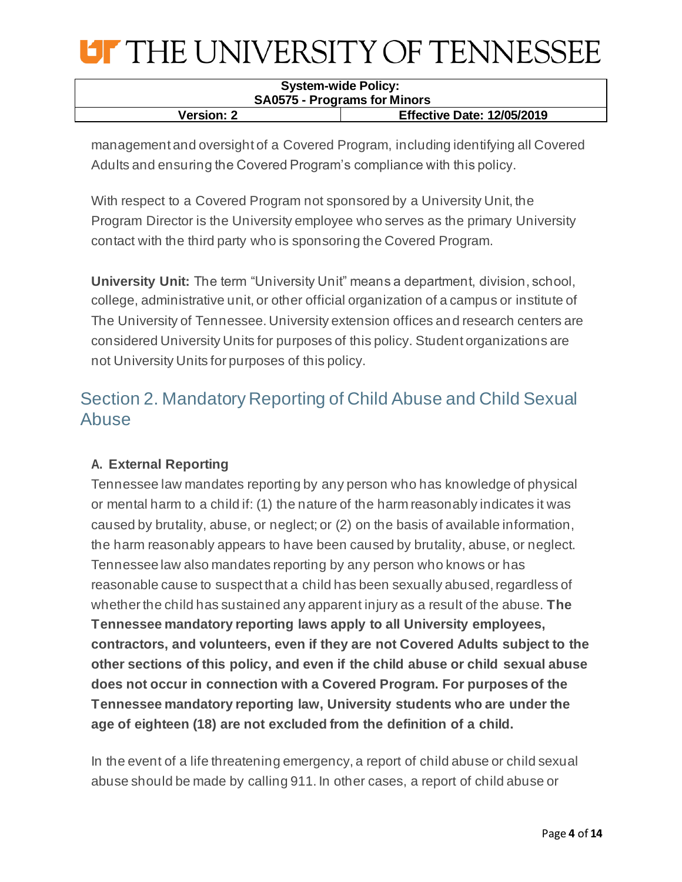management and oversight of a Covered Program, including identifying all Covered Adults and ensuring the Covered Program's compliance with this policy.

With respect to a Covered Program not sponsored by a University Unit, the Program Director is the University employee who serves as the primary University contact with the third party who is sponsoring the Covered Program.

**University Unit:** The term "University Unit" means a department, division, school, college, administrative unit, or other official organization of a campus or institute of The University of Tennessee. University extension offices and research centers are considered University Units for purposes of this policy. Student organizations are not University Units for purposes of this policy.

## Section 2. Mandatory Reporting of Child Abuse and Child Sexual Abuse

### A. External Reporting

Tennessee law mandates reporting by any person who has knowledge of physical or mental harm to a child if: (1) the nature of the harm reasonably indicates it was caused by brutality, abuse, or neglect; or (2) on the basis of available information, the harm reasonably appears to have been caused by brutality, abuse, or neglect. Tennessee law also mandates reporting by any person who knows or has reasonable cause to suspect that a child has been sexually abused, regardless of whether the child has sustained any apparent injury as a result of the abuse. **The Tennessee mandatory reporting laws apply to all University employees, contractors, and volunteers, even if they are not Covered Adults subject to the other sections of this policy, and even if the child abuse or child sexual abuse does not occur in connection with a Covered Program. For purposes of the Tennessee mandatory reporting law, University students who are under the age of eighteen (18) are not excluded from the definition of a child.**

In the event of a life threatening emergency, a report of child abuse or child sexual abuse should be made by calling 911. In other cases, a report of child abuse or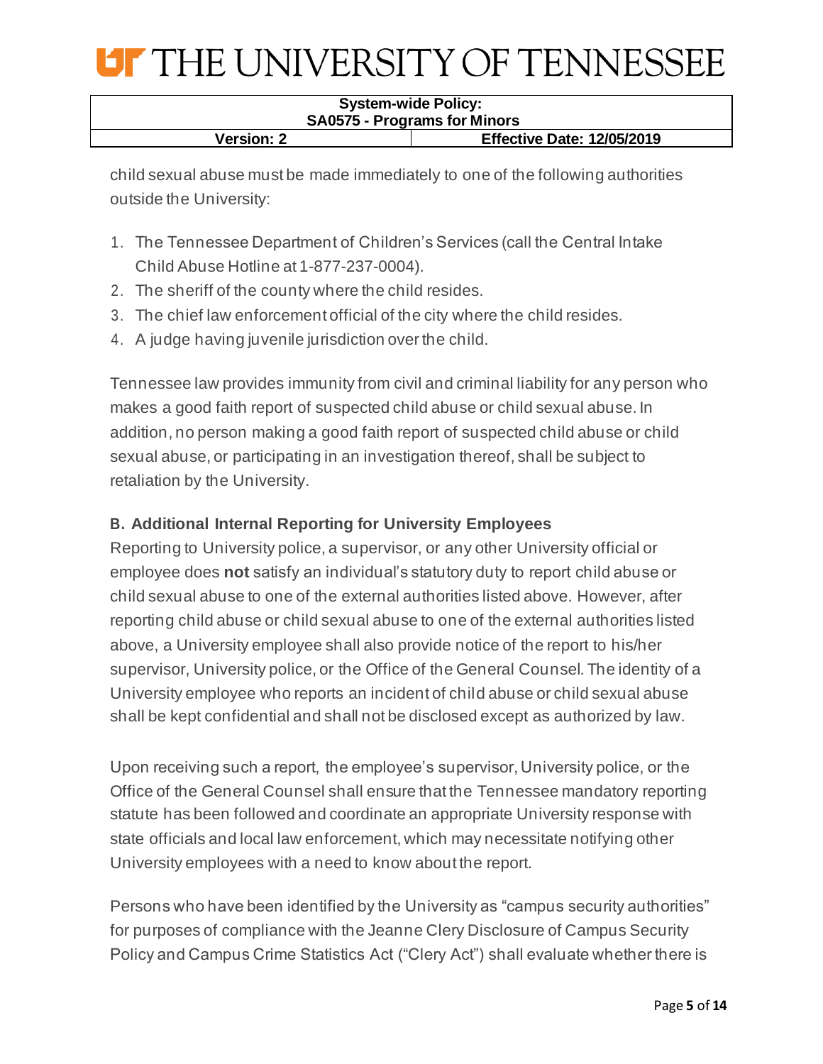child sexual abuse must be made immediately to one of the following authorities outside the University:

1. The Tennessee Department of Children's Services (call the Central Intake Child Abuse Hotline at 1-877-237-0004).
2. The sheriff of the county where the child resides.
3. The chief law enforcement official of the city where the child resides.
4. A judge having juvenile jurisdiction over the child.

Tennessee law provides immunity from civil and criminal liability for any person who makes a good faith report of suspected child abuse or child sexual abuse. In addition, no person making a good faith report of suspected child abuse or child sexual abuse, or participating in an investigation thereof, shall be subject to retaliation by the University.

### B. Additional Internal Reporting for University Employees

Reporting to University police, a supervisor, or any other University official or employee does **not** satisfy an individual's statutory duty to report child abuse or child sexual abuse to one of the external authorities listed above. However, after reporting child abuse or child sexual abuse to one of the external authorities listed above, a University employee shall also provide notice of the report to his/her supervisor, University police, or the Office of the General Counsel. The identity of a University employee who reports an incident of child abuse or child sexual abuse shall be kept confidential and shall not be disclosed except as authorized by law.

Upon receiving such a report, the employee's supervisor, University police, or the Office of the General Counsel shall ensure that the Tennessee mandatory reporting statute has been followed and coordinate an appropriate University response with state officials and local law enforcement, which may necessitate notifying other University employees with a need to know about the report.

Persons who have been identified by the University as "campus security authorities" for purposes of compliance with the Jeanne Clery Disclosure of Campus Security Policy and Campus Crime Statistics Act ("Clery Act") shall evaluate whether there is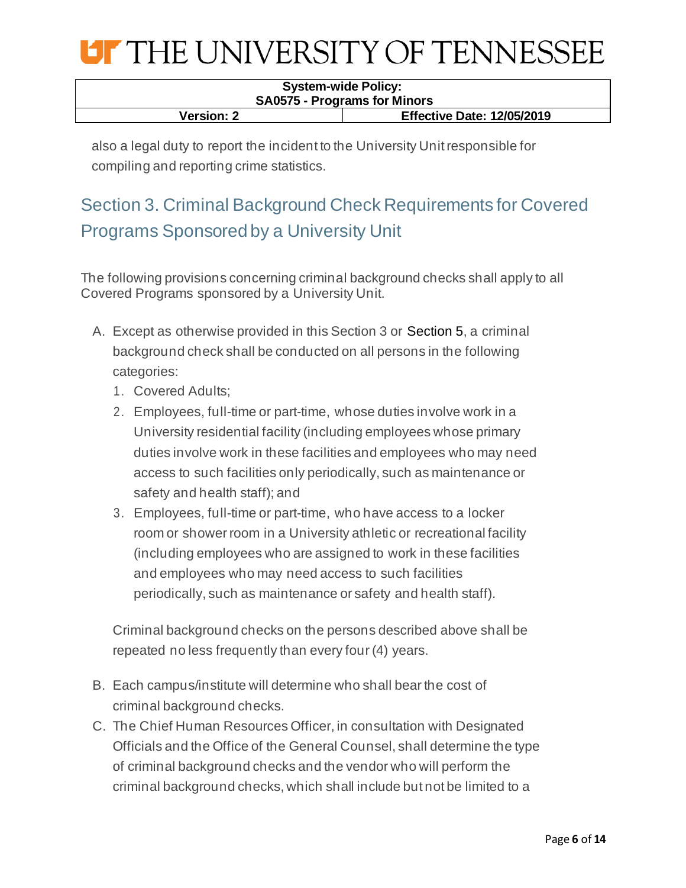also a legal duty to report the incident to the University Unit responsible for compiling and reporting crime statistics.

## Section 3. Criminal Background Check Requirements for Covered Programs Sponsored by a University Unit

The following provisions concerning criminal background checks shall apply to all Covered Programs sponsored by a University Unit.

A. Except as otherwise provided in this Section 3 or Section 5, a criminal background check shall be conducted on all persons in the following categories:
   1. Covered Adults;
   2. Employees, full-time or part-time, whose duties involve work in a University residential facility (including employees whose primary duties involve work in these facilities and employees who may need access to such facilities only periodically, such as maintenance or safety and health staff); and
   3. Employees, full-time or part-time, who have access to a locker room or shower room in a University athletic or recreational facility (including employees who are assigned to work in these facilities and employees who may need access to such facilities periodically, such as maintenance or safety and health staff).

   Criminal background checks on the persons described above shall be repeated no less frequently than every four (4) years.

B. Each campus/institute will determine who shall bear the cost of criminal background checks.

C. The Chief Human Resources Officer, in consultation with Designated Officials and the Office of the General Counsel, shall determine the type of criminal background checks and the vendor who will perform the criminal background checks, which shall include but not be limited to a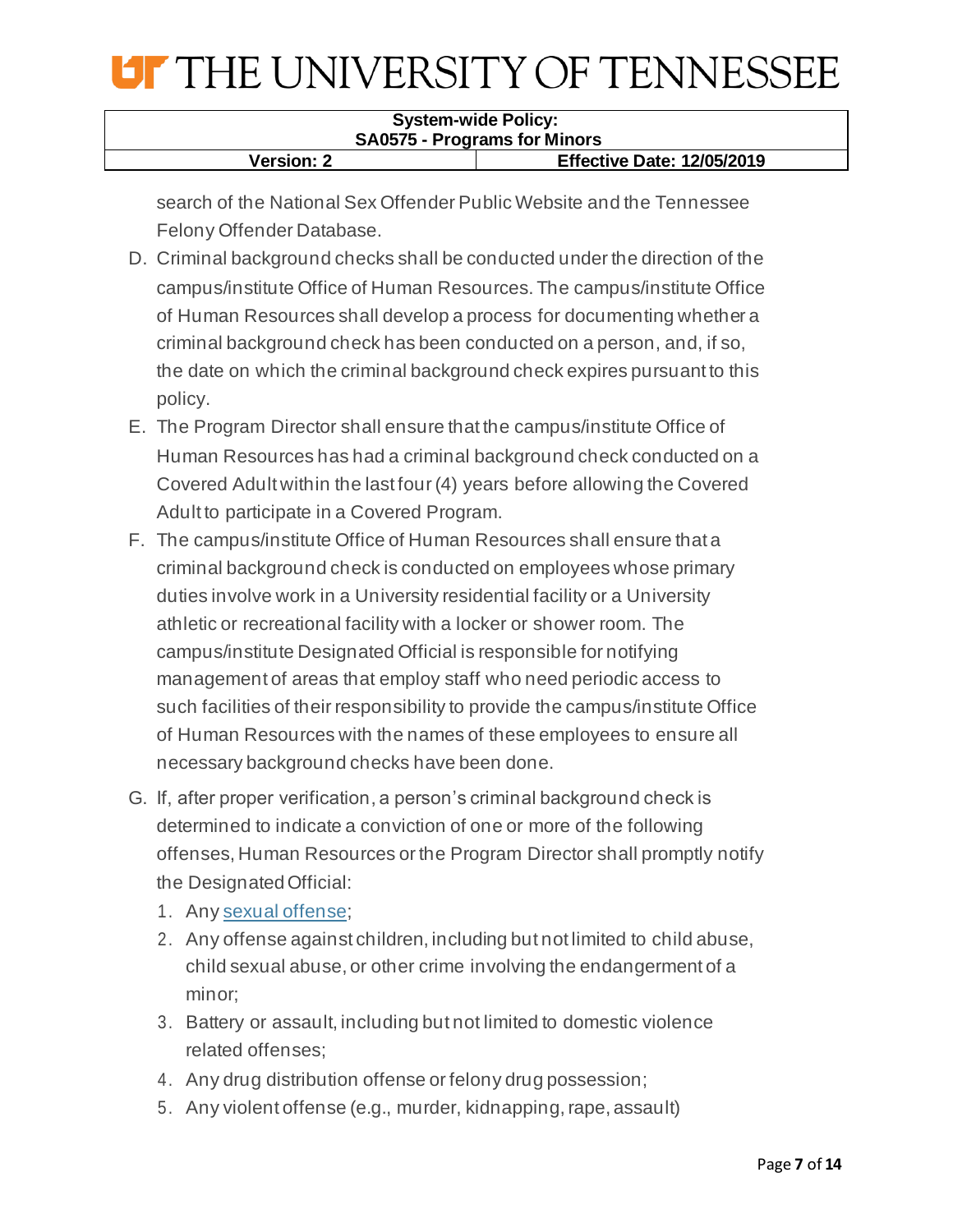search of the National Sex Offender Public Website and the Tennessee Felony Offender Database.

D. Criminal background checks shall be conducted under the direction of the campus/institute Office of Human Resources. The campus/institute Office of Human Resources shall develop a process for documenting whether a criminal background check has been conducted on a person, and, if so, the date on which the criminal background check expires pursuant to this policy.

E. The Program Director shall ensure that the campus/institute Office of Human Resources has had a criminal background check conducted on a Covered Adult within the last four (4) years before allowing the Covered Adult to participate in a Covered Program.

F. The campus/institute Office of Human Resources shall ensure that a criminal background check is conducted on employees whose primary duties involve work in a University residential facility or a University athletic or recreational facility with a locker or shower room. The campus/institute Designated Official is responsible for notifying management of areas that employ staff who need periodic access to such facilities of their responsibility to provide the campus/institute Office of Human Resources with the names of these employees to ensure all necessary background checks have been done.

G. If, after proper verification, a person's criminal background check is determined to indicate a conviction of one or more of the following offenses, Human Resources or the Program Director shall promptly notify the Designated Official:

1. Any sexual offense;
2. Any offense against children, including but not limited to child abuse, child sexual abuse, or other crime involving the endangerment of a minor;
3. Battery or assault, including but not limited to domestic violence related offenses;
4. Any drug distribution offense or felony drug possession;
5. Any violent offense (e.g., murder, kidnapping, rape, assault)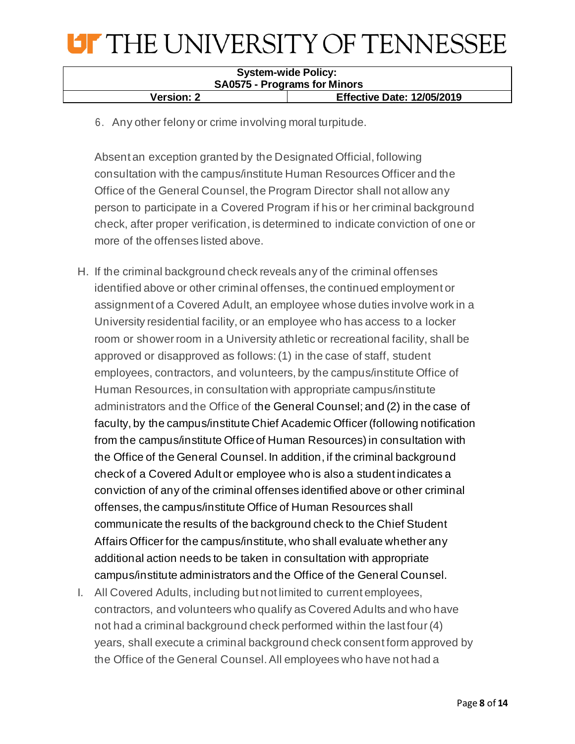6. Any other felony or crime involving moral turpitude.

Absent an exception granted by the Designated Official, following consultation with the campus/institute Human Resources Officer and the Office of the General Counsel, the Program Director shall not allow any person to participate in a Covered Program if his or her criminal background check, after proper verification, is determined to indicate conviction of one or more of the offenses listed above.

H. If the criminal background check reveals any of the criminal offenses identified above or other criminal offenses, the continued employment or assignment of a Covered Adult, an employee whose duties involve work in a University residential facility, or an employee who has access to a locker room or shower room in a University athletic or recreational facility, shall be approved or disapproved as follows: (1) in the case of staff, student employees, contractors, and volunteers, by the campus/institute Office of Human Resources, in consultation with appropriate campus/institute administrators and the Office of the General Counsel; and (2) in the case of faculty, by the campus/institute Chief Academic Officer (following notification from the campus/institute Office of Human Resources) in consultation with the Office of the General Counsel. In addition, if the criminal background check of a Covered Adult or employee who is also a student indicates a conviction of any of the criminal offenses identified above or other criminal offenses, the campus/institute Office of Human Resources shall communicate the results of the background check to the Chief Student Affairs Officer for the campus/institute, who shall evaluate whether any additional action needs to be taken in consultation with appropriate campus/institute administrators and the Office of the General Counsel.

I. All Covered Adults, including but not limited to current employees, contractors, and volunteers who qualify as Covered Adults and who have not had a criminal background check performed within the last four (4) years, shall execute a criminal background check consent form approved by the Office of the General Counsel. All employees who have not had a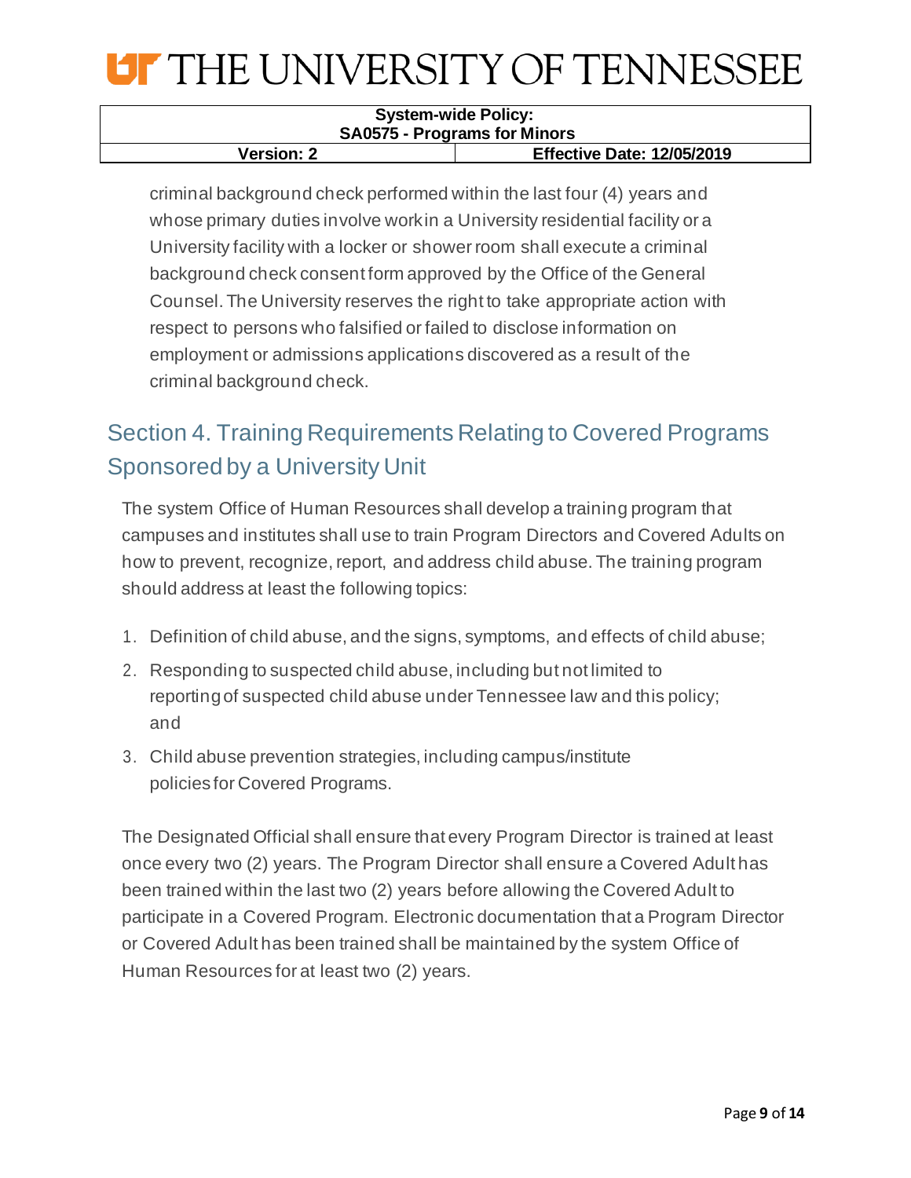criminal background check performed within the last four (4) years and whose primary duties involve work in a University residential facility or a University facility with a locker or shower room shall execute a criminal background check consent form approved by the Office of the General Counsel. The University reserves the right to take appropriate action with respect to persons who falsified or failed to disclose information on employment or admissions applications discovered as a result of the criminal background check.

## Section 4. Training Requirements Relating to Covered Programs Sponsored by a University Unit

The system Office of Human Resources shall develop a training program that campuses and institutes shall use to train Program Directors and Covered Adults on how to prevent, recognize, report, and address child abuse. The training program should address at least the following topics:

1. Definition of child abuse, and the signs, symptoms, and effects of child abuse;
2. Responding to suspected child abuse, including but not limited to reporting of suspected child abuse under Tennessee law and this policy; and
3. Child abuse prevention strategies, including campus/institute policies for Covered Programs.

The Designated Official shall ensure that every Program Director is trained at least once every two (2) years. The Program Director shall ensure a Covered Adult has been trained within the last two (2) years before allowing the Covered Adult to participate in a Covered Program. Electronic documentation that a Program Director or Covered Adult has been trained shall be maintained by the system Office of Human Resources for at least two (2) years.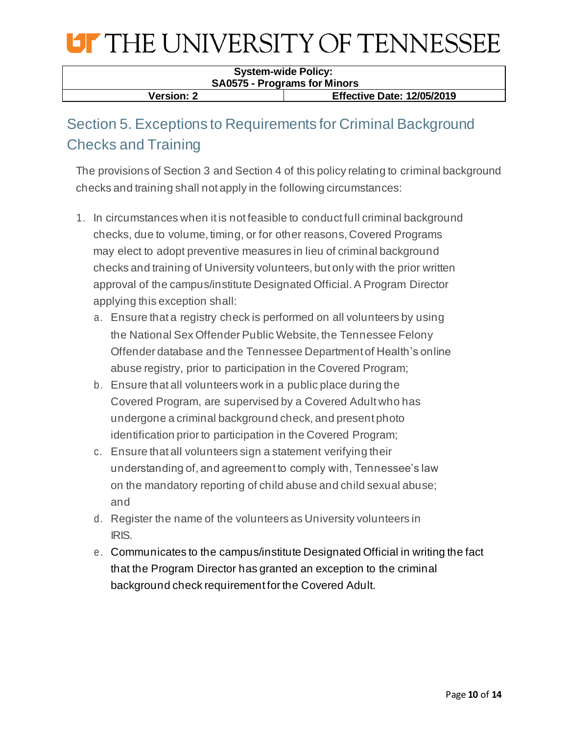## Section 5. Exceptions to Requirements for Criminal Background Checks and Training

The provisions of Section 3 and Section 4 of this policy relating to criminal background checks and training shall not apply in the following circumstances:

1. In circumstances when it is not feasible to conduct full criminal background checks, due to volume, timing, or for other reasons, Covered Programs may elect to adopt preventive measures in lieu of criminal background checks and training of University volunteers, but only with the prior written approval of the campus/institute Designated Official. A Program Director applying this exception shall:
   a. Ensure that a registry check is performed on all volunteers by using the National Sex Offender Public Website, the Tennessee Felony Offender database and the Tennessee Department of Health's online abuse registry, prior to participation in the Covered Program;
   b. Ensure that all volunteers work in a public place during the Covered Program, are supervised by a Covered Adult who has undergone a criminal background check, and present photo identification prior to participation in the Covered Program;
   c. Ensure that all volunteers sign a statement verifying their understanding of, and agreement to comply with, Tennessee's law on the mandatory reporting of child abuse and child sexual abuse; and
   d. Register the name of the volunteers as University volunteers in IRIS.
   e. Communicates to the campus/institute Designated Official in writing the fact that the Program Director has granted an exception to the criminal background check requirement for the Covered Adult.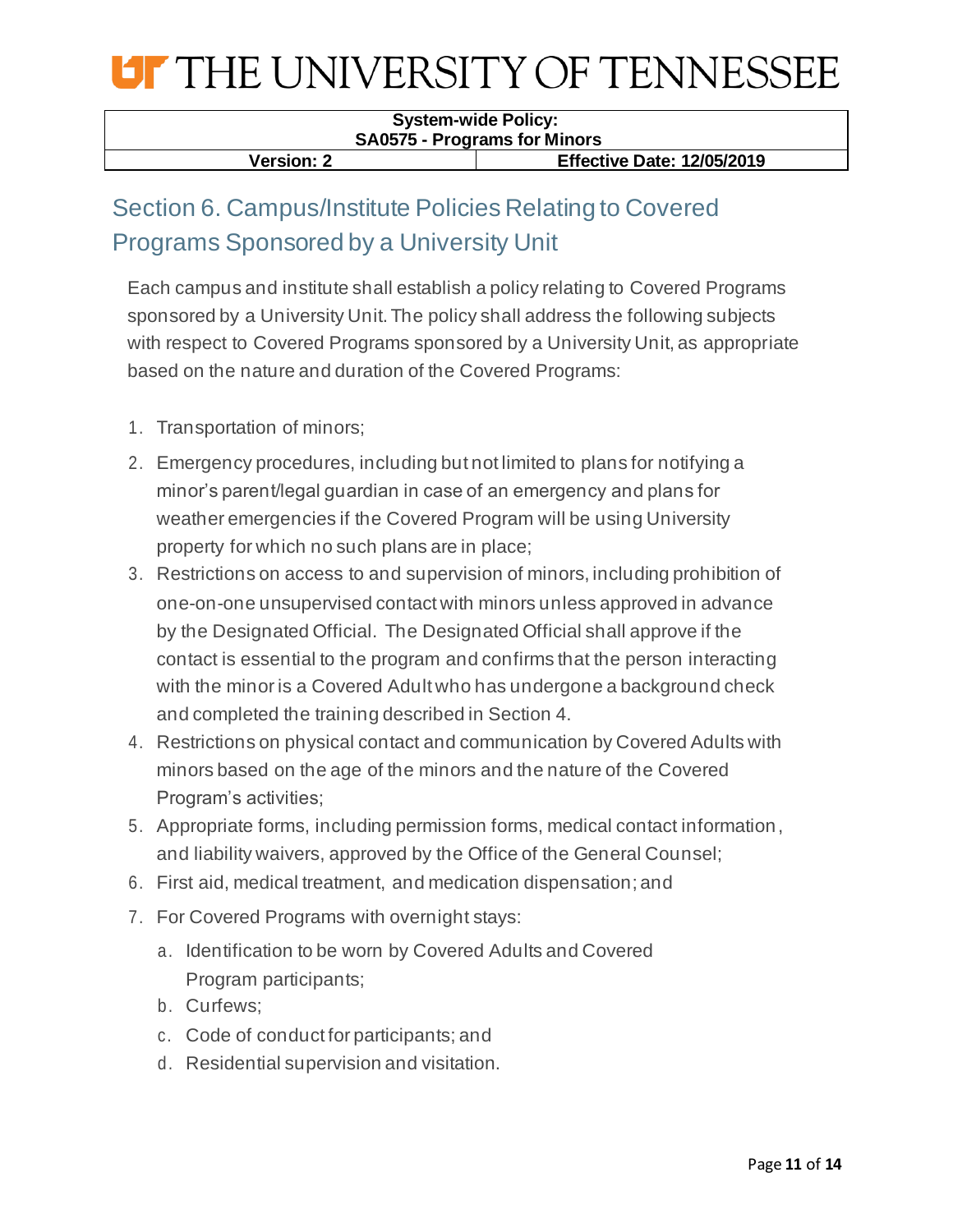## Section 6. Campus/Institute Policies Relating to Covered Programs Sponsored by a University Unit

Each campus and institute shall establish a policy relating to Covered Programs sponsored by a University Unit. The policy shall address the following subjects with respect to Covered Programs sponsored by a University Unit, as appropriate based on the nature and duration of the Covered Programs:

1. Transportation of minors;
2. Emergency procedures, including but not limited to plans for notifying a minor's parent/legal guardian in case of an emergency and plans for weather emergencies if the Covered Program will be using University property for which no such plans are in place;
3. Restrictions on access to and supervision of minors, including prohibition of one-on-one unsupervised contact with minors unless approved in advance by the Designated Official. The Designated Official shall approve if the contact is essential to the program and confirms that the person interacting with the minor is a Covered Adult who has undergone a background check and completed the training described in Section 4.
4. Restrictions on physical contact and communication by Covered Adults with minors based on the age of the minors and the nature of the Covered Program's activities;
5. Appropriate forms, including permission forms, medical contact information, and liability waivers, approved by the Office of the General Counsel;
6. First aid, medical treatment, and medication dispensation; and
7. For Covered Programs with overnight stays:
   a. Identification to be worn by Covered Adults and Covered Program participants;
   b. Curfews;
   c. Code of conduct for participants; and
   d. Residential supervision and visitation.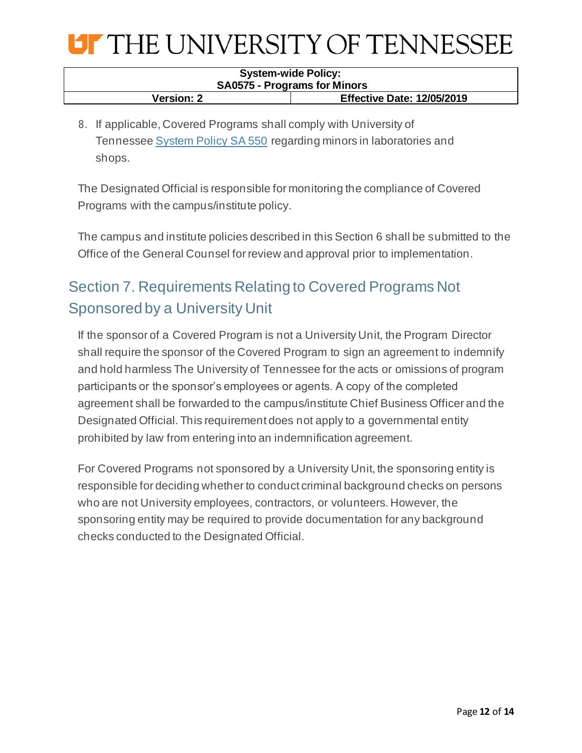8. If applicable, Covered Programs shall comply with University of Tennessee System Policy SA 550 regarding minors in laboratories and shops.

The Designated Official is responsible for monitoring the compliance of Covered Programs with the campus/institute policy.

The campus and institute policies described in this Section 6 shall be submitted to the Office of the General Counsel for review and approval prior to implementation.

## Section 7. Requirements Relating to Covered Programs Not Sponsored by a University Unit

If the sponsor of a Covered Program is not a University Unit, the Program Director shall require the sponsor of the Covered Program to sign an agreement to indemnify and hold harmless The University of Tennessee for the acts or omissions of program participants or the sponsor's employees or agents. A copy of the completed agreement shall be forwarded to the campus/institute Chief Business Officer and the Designated Official. This requirement does not apply to a governmental entity prohibited by law from entering into an indemnification agreement.

For Covered Programs not sponsored by a University Unit, the sponsoring entity is responsible for deciding whether to conduct criminal background checks on persons who are not University employees, contractors, or volunteers. However, the sponsoring entity may be required to provide documentation for any background checks conducted to the Designated Official.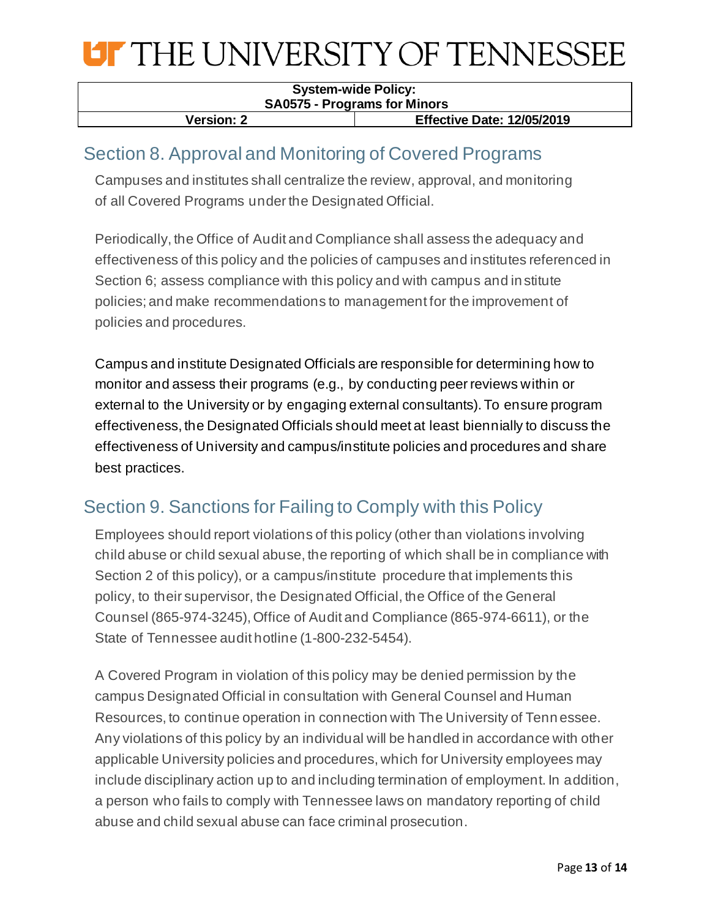## Section 8. Approval and Monitoring of Covered Programs

Campuses and institutes shall centralize the review, approval, and monitoring of all Covered Programs under the Designated Official.

Periodically, the Office of Audit and Compliance shall assess the adequacy and effectiveness of this policy and the policies of campuses and institutes referenced in Section 6; assess compliance with this policy and with campus and institute policies; and make recommendations to management for the improvement of policies and procedures.

Campus and institute Designated Officials are responsible for determining how to monitor and assess their programs (e.g., by conducting peer reviews within or external to the University or by engaging external consultants). To ensure program effectiveness, the Designated Officials should meet at least biennially to discuss the effectiveness of University and campus/institute policies and procedures and share best practices.

## Section 9. Sanctions for Failing to Comply with this Policy

Employees should report violations of this policy (other than violations involving child abuse or child sexual abuse, the reporting of which shall be in compliance with Section 2 of this policy), or a campus/institute procedure that implements this policy, to their supervisor, the Designated Official, the Office of the General Counsel (865-974-3245), Office of Audit and Compliance (865-974-6611), or the State of Tennessee audit hotline (1-800-232-5454).

A Covered Program in violation of this policy may be denied permission by the campus Designated Official in consultation with General Counsel and Human Resources, to continue operation in connection with The University of Tennessee. Any violations of this policy by an individual will be handled in accordance with other applicable University policies and procedures, which for University employees may include disciplinary action up to and including termination of employment. In addition, a person who fails to comply with Tennessee laws on mandatory reporting of child abuse and child sexual abuse can face criminal prosecution.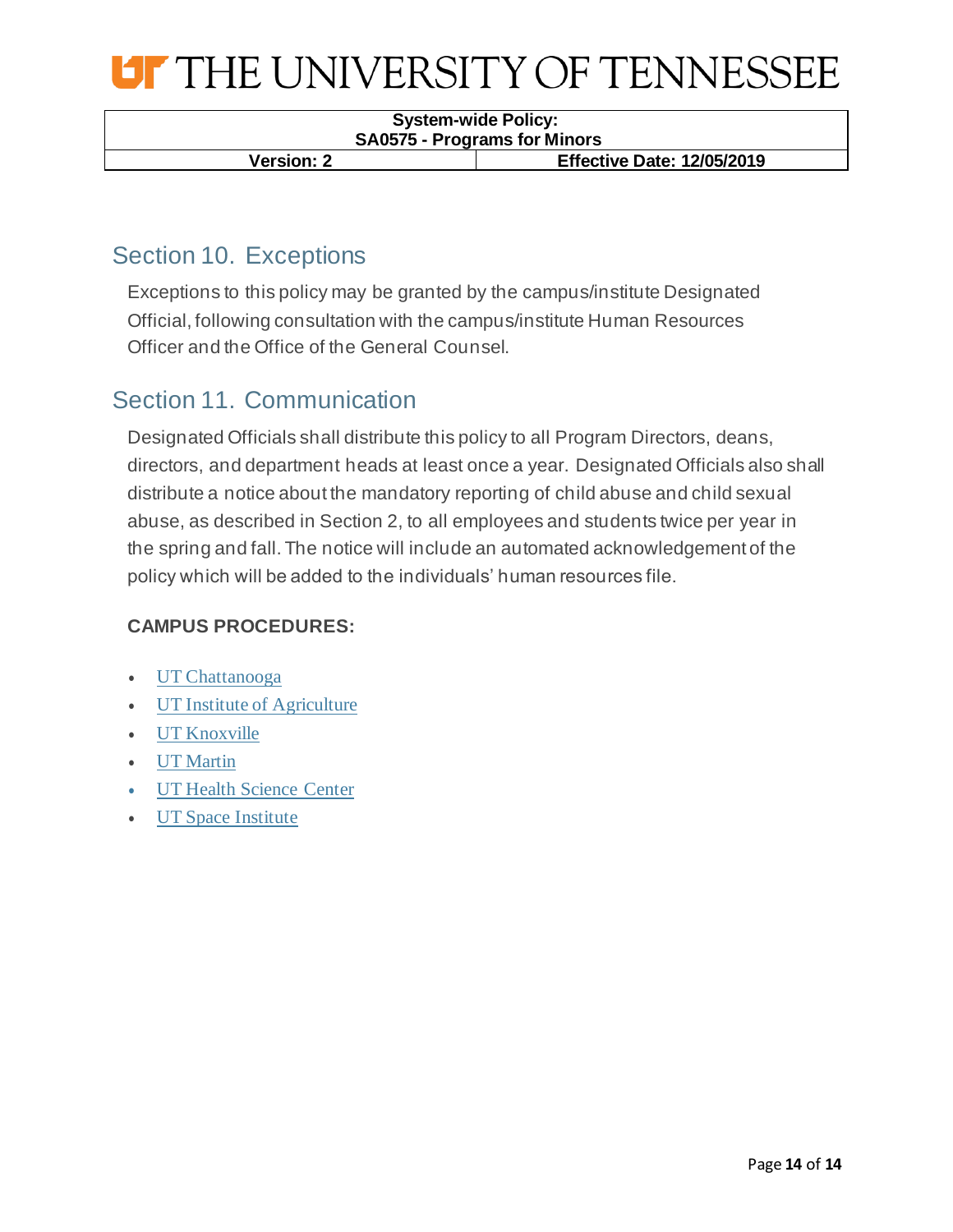## Section 10. Exceptions

Exceptions to this policy may be granted by the campus/institute Designated Official, following consultation with the campus/institute Human Resources Officer and the Office of the General Counsel.

## Section 11. Communication

Designated Officials shall distribute this policy to all Program Directors, deans, directors, and department heads at least once a year. Designated Officials also shall distribute a notice about the mandatory reporting of child abuse and child sexual abuse, as described in Section 2, to all employees and students twice per year in the spring and fall. The notice will include an automated acknowledgement of the policy which will be added to the individuals' human resources file.

**CAMPUS PROCEDURES:**

- UT Chattanooga
- UT Institute of Agriculture
- UT Knoxville
- UT Martin
- UT Health Science Center
- UT Space Institute